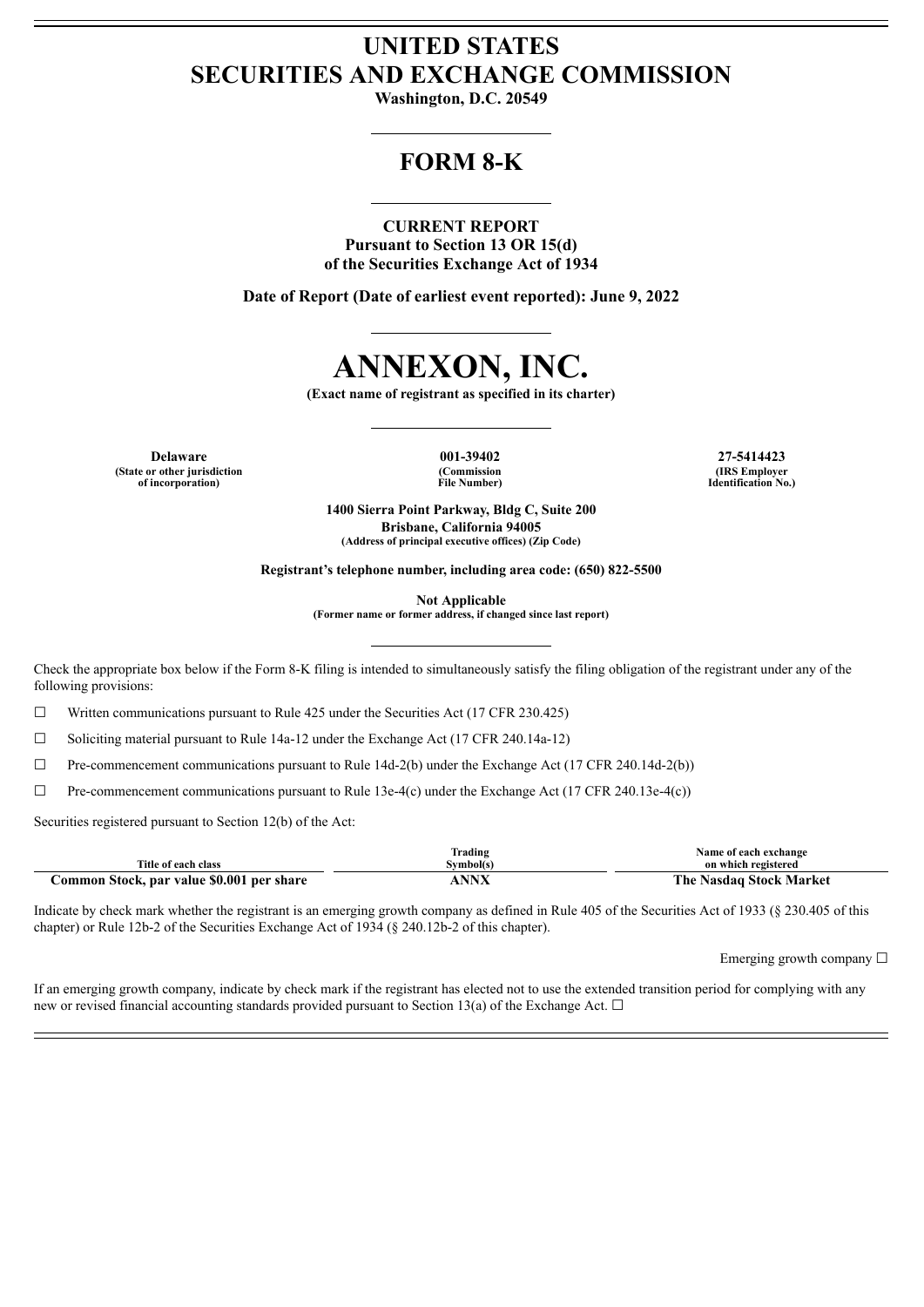# UNITED STATES
# SECURITIES AND EXCHANGE COMMISSION

**Washington, D.C. 20549**

## FORM 8-K

**CURRENT REPORT**
**Pursuant to Section 13 OR 15(d)**
**of the Securities Exchange Act of 1934**

**Date of Report (Date of earliest event reported): June 9, 2022**

# ANNEXON, INC.

**(Exact name of registrant as specified in its charter)**

| Delaware | 001-39402 | 27-5414423 |
|---|---|---|
| (State or other jurisdiction of incorporation) | (Commission File Number) | (IRS Employer Identification No.) |

**1400 Sierra Point Parkway, Bldg C, Suite 200**
**Brisbane, California 94005**
**(Address of principal executive offices) (Zip Code)**

**Registrant's telephone number, including area code: (650) 822-5500**

**Not Applicable**
**(Former name or former address, if changed since last report)**

Check the appropriate box below if the Form 8-K filing is intended to simultaneously satisfy the filing obligation of the registrant under any of the following provisions:

☐ Written communications pursuant to Rule 425 under the Securities Act (17 CFR 230.425)

☐ Soliciting material pursuant to Rule 14a-12 under the Exchange Act (17 CFR 240.14a-12)

☐ Pre-commencement communications pursuant to Rule 14d-2(b) under the Exchange Act (17 CFR 240.14d-2(b))

☐ Pre-commencement communications pursuant to Rule 13e-4(c) under the Exchange Act (17 CFR 240.13e-4(c))

Securities registered pursuant to Section 12(b) of the Act:

| Title of each class | Trading Symbol(s) | Name of each exchange on which registered |
|---|---|---|
| Common Stock, par value $0.001 per share | ANNX | The Nasdaq Stock Market |

Indicate by check mark whether the registrant is an emerging growth company as defined in Rule 405 of the Securities Act of 1933 (§ 230.405 of this chapter) or Rule 12b-2 of the Securities Exchange Act of 1934 (§ 240.12b-2 of this chapter).

Emerging growth company ☐

If an emerging growth company, indicate by check mark if the registrant has elected not to use the extended transition period for complying with any new or revised financial accounting standards provided pursuant to Section 13(a) of the Exchange Act. ☐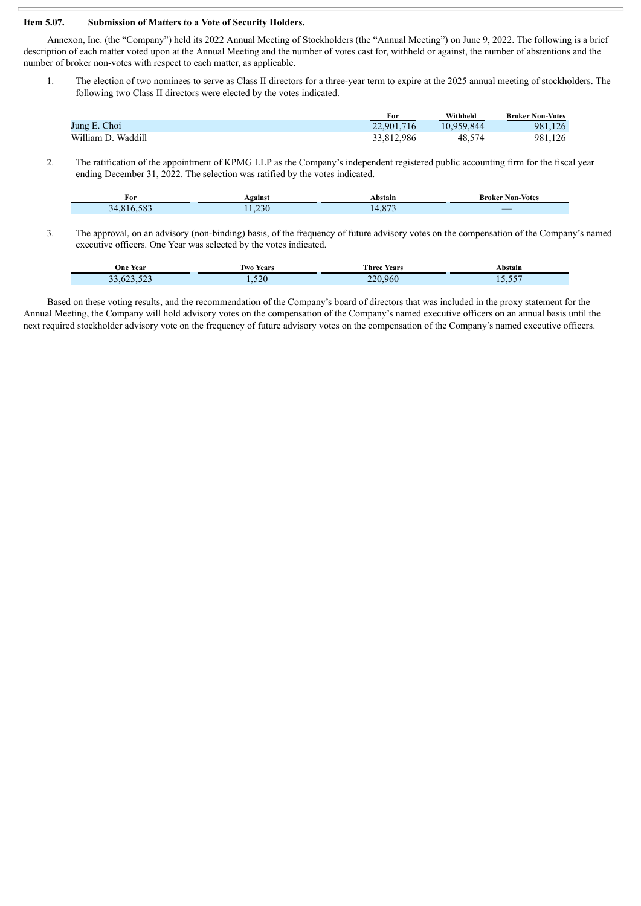**Item 5.07. Submission of Matters to a Vote of Security Holders.**

Annexon, Inc. (the "Company") held its 2022 Annual Meeting of Stockholders (the "Annual Meeting") on June 9, 2022. The following is a brief description of each matter voted upon at the Annual Meeting and the number of votes cast for, withheld or against, the number of abstentions and the number of broker non-votes with respect to each matter, as applicable.

1. The election of two nominees to serve as Class II directors for a three-year term to expire at the 2025 annual meeting of stockholders. The following two Class II directors were elected by the votes indicated.

| | For | Withheld | Broker Non-Votes |
|---|---|---|---|
| Jung E. Choi | 22,901,716 | 10,959,844 | 981,126 |
| William D. Waddill | 33,812,986 | 48,574 | 981,126 |

2. The ratification of the appointment of KPMG LLP as the Company's independent registered public accounting firm for the fiscal year ending December 31, 2022. The selection was ratified by the votes indicated.

| For | Against | Abstain | Broker Non-Votes |
|---|---|---|---|
| 34,816,583 | 11,230 | 14,873 | — |

3. The approval, on an advisory (non-binding) basis, of the frequency of future advisory votes on the compensation of the Company's named executive officers. One Year was selected by the votes indicated.

| One Year | Two Years | Three Years | Abstain |
|---|---|---|---|
| 33,623,523 | 1,520 | 220,960 | 15,557 |

Based on these voting results, and the recommendation of the Company's board of directors that was included in the proxy statement for the Annual Meeting, the Company will hold advisory votes on the compensation of the Company's named executive officers on an annual basis until the next required stockholder advisory vote on the frequency of future advisory votes on the compensation of the Company's named executive officers.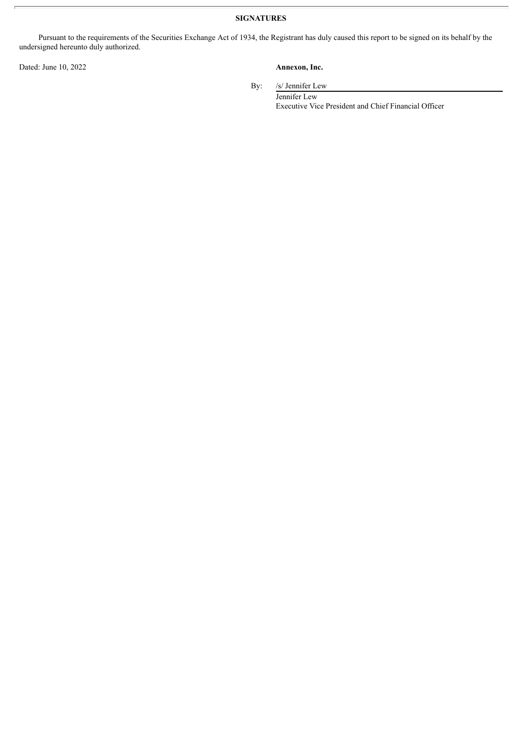**SIGNATURES**

Pursuant to the requirements of the Securities Exchange Act of 1934, the Registrant has duly caused this report to be signed on its behalf by the undersigned hereunto duly authorized.

Dated: June 10, 2022

**Annexon, Inc.**

By: /s/ Jennifer Lew

Jennifer Lew
Executive Vice President and Chief Financial Officer